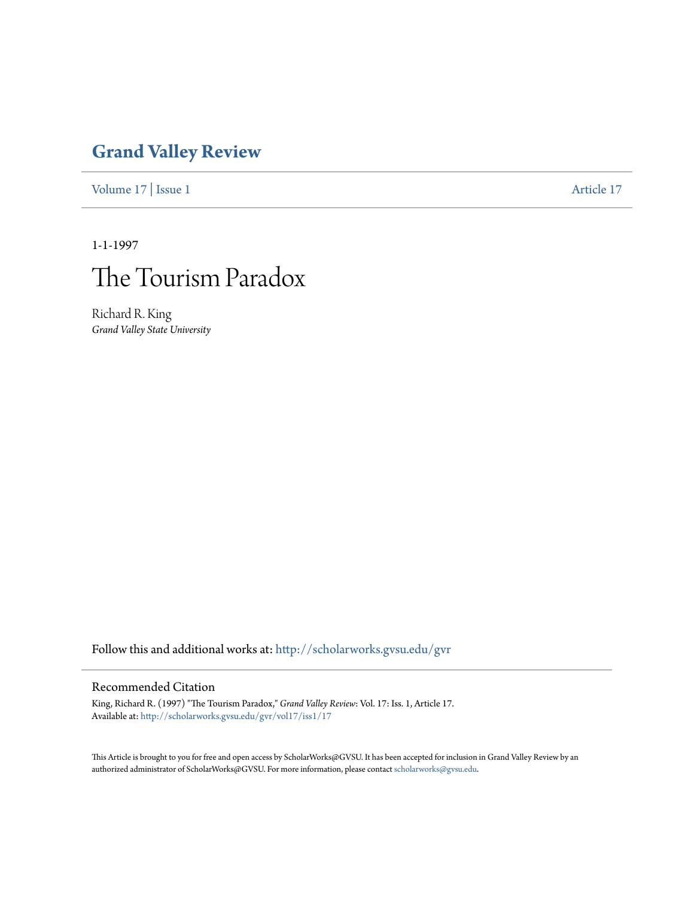# Grand Valley Review

Volume 17 | Issue 1 Article 17

1-1-1997

# The Tourism Paradox

Richard R. King
*Grand Valley State University*

Follow this and additional works at: http://scholarworks.gvsu.edu/gvr

## Recommended Citation

King, Richard R. (1997) "The Tourism Paradox," *Grand Valley Review*: Vol. 17: Iss. 1, Article 17.
Available at: http://scholarworks.gvsu.edu/gvr/vol17/iss1/17

This Article is brought to you for free and open access by ScholarWorks@GVSU. It has been accepted for inclusion in Grand Valley Review by an authorized administrator of ScholarWorks@GVSU. For more information, please contact scholarworks@gvsu.edu.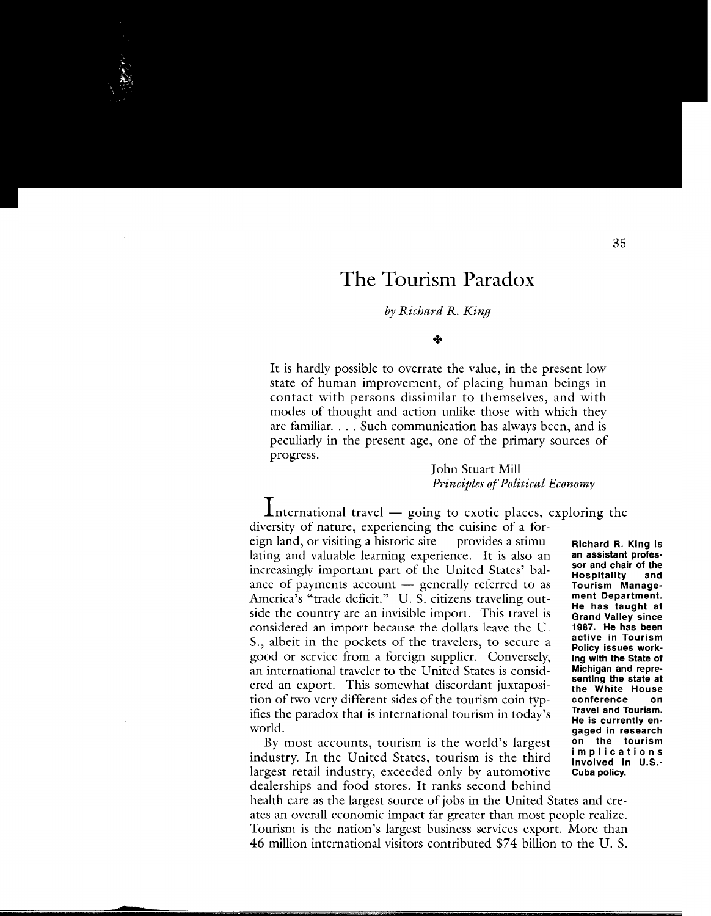# The Tourism Paradox

*by Richard R. King*

✣

> It is hardly possible to overrate the value, in the present low state of human improvement, of placing human beings in contact with persons dissimilar to themselves, and with modes of thought and action unlike those with which they are familiar. . . . Such communication has always been, and is peculiarly in the present age, one of the primary sources of progress.
>
> John Stuart Mill
> *Principles of Political Economy*

**Richard R. King is an assistant professor and chair of the Hospitality and Tourism Management Department. He has taught at Grand Valley since 1987. He has been active in Tourism Policy issues working with the State of Michigan and representing the state at the White House conference on Travel and Tourism. He is currently engaged in research on the tourism implications involved in U.S.-Cuba policy.**

International travel — going to exotic places, exploring the diversity of nature, experiencing the cuisine of a foreign land, or visiting a historic site — provides a stimulating and valuable learning experience. It is also an increasingly important part of the United States' balance of payments account — generally referred to as America's "trade deficit." U. S. citizens traveling outside the country are an invisible import. This travel is considered an import because the dollars leave the U. S., albeit in the pockets of the travelers, to secure a good or service from a foreign supplier. Conversely, an international traveler to the United States is considered an export. This somewhat discordant juxtaposition of two very different sides of the tourism coin typifies the paradox that is international tourism in today's world.

By most accounts, tourism is the world's largest industry. In the United States, tourism is the third largest retail industry, exceeded only by automotive dealerships and food stores. It ranks second behind health care as the largest source of jobs in the United States and creates an overall economic impact far greater than most people realize. Tourism is the nation's largest business services export. More than 46 million international visitors contributed $74 billion to the U. S.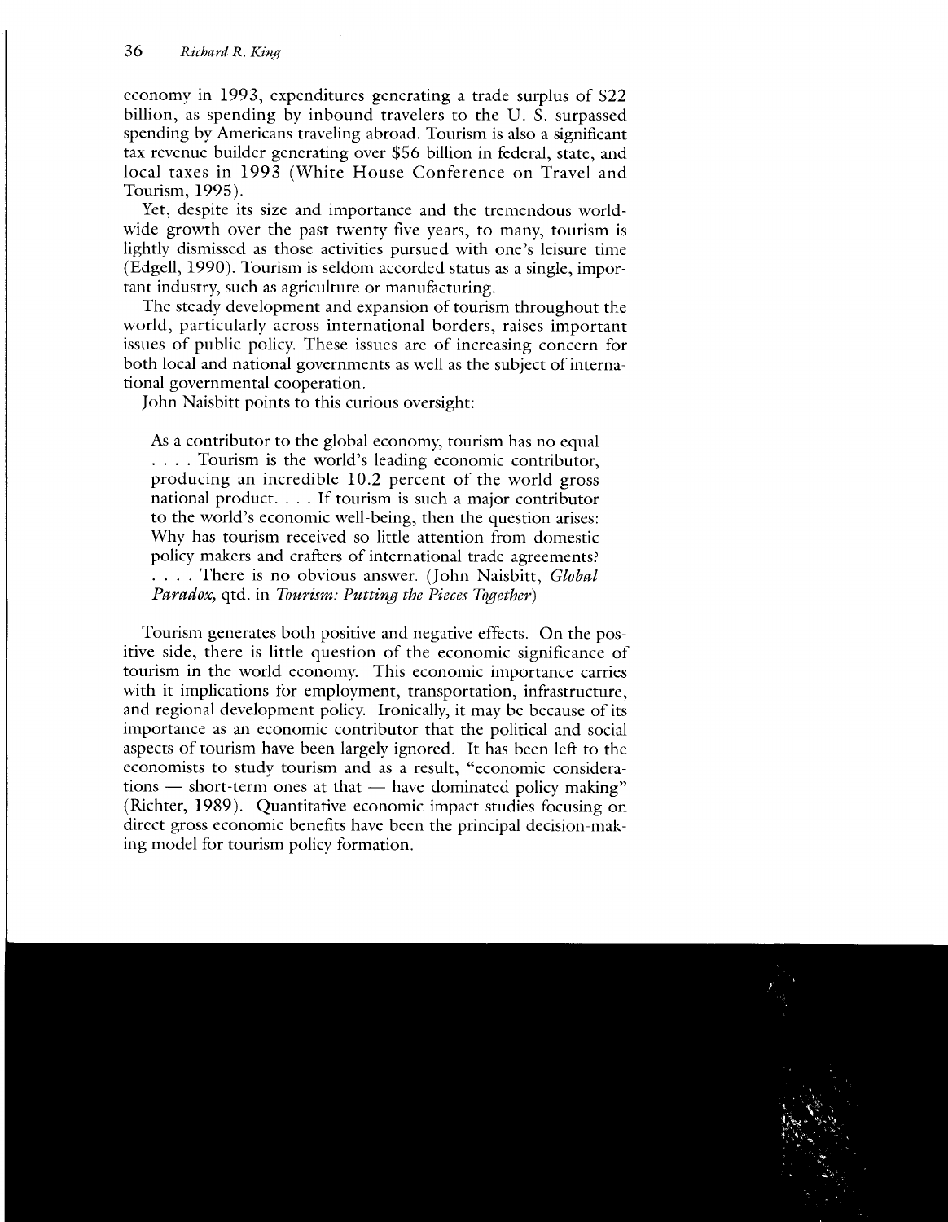economy in 1993, expenditures generating a trade surplus of $22 billion, as spending by inbound travelers to the U. S. surpassed spending by Americans traveling abroad. Tourism is also a significant tax revenue builder generating over $56 billion in federal, state, and local taxes in 1993 (White House Conference on Travel and Tourism, 1995).

Yet, despite its size and importance and the tremendous worldwide growth over the past twenty-five years, to many, tourism is lightly dismissed as those activities pursued with one's leisure time (Edgell, 1990). Tourism is seldom accorded status as a single, important industry, such as agriculture or manufacturing.

The steady development and expansion of tourism throughout the world, particularly across international borders, raises important issues of public policy. These issues are of increasing concern for both local and national governments as well as the subject of international governmental cooperation.

John Naisbitt points to this curious oversight:

> As a contributor to the global economy, tourism has no equal . . . . Tourism is the world's leading economic contributor, producing an incredible 10.2 percent of the world gross national product. . . . If tourism is such a major contributor to the world's economic well-being, then the question arises: Why has tourism received so little attention from domestic policy makers and crafters of international trade agreements? . . . . There is no obvious answer. (John Naisbitt, *Global Paradox*, qtd. in *Tourism: Putting the Pieces Together*)

Tourism generates both positive and negative effects. On the positive side, there is little question of the economic significance of tourism in the world economy. This economic importance carries with it implications for employment, transportation, infrastructure, and regional development policy. Ironically, it may be because of its importance as an economic contributor that the political and social aspects of tourism have been largely ignored. It has been left to the economists to study tourism and as a result, "economic considerations — short-term ones at that — have dominated policy making" (Richter, 1989). Quantitative economic impact studies focusing on direct gross economic benefits have been the principal decision-making model for tourism policy formation.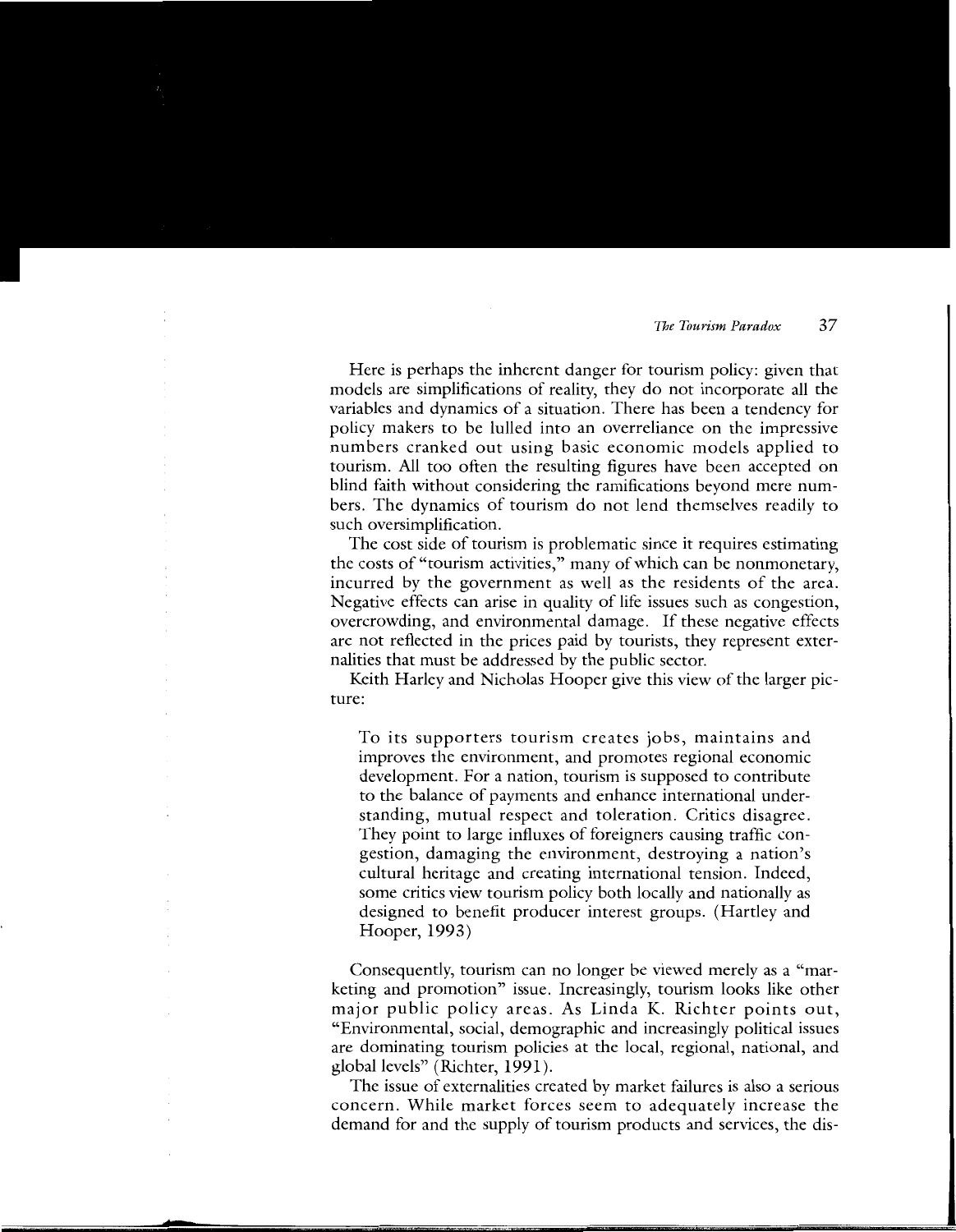Here is perhaps the inherent danger for tourism policy: given that models are simplifications of reality, they do not incorporate all the variables and dynamics of a situation. There has been a tendency for policy makers to be lulled into an overreliance on the impressive numbers cranked out using basic economic models applied to tourism. All too often the resulting figures have been accepted on blind faith without considering the ramifications beyond mere numbers. The dynamics of tourism do not lend themselves readily to such oversimplification.

The cost side of tourism is problematic since it requires estimating the costs of "tourism activities," many of which can be nonmonetary, incurred by the government as well as the residents of the area. Negative effects can arise in quality of life issues such as congestion, overcrowding, and environmental damage. If these negative effects are not reflected in the prices paid by tourists, they represent externalities that must be addressed by the public sector.

Keith Harley and Nicholas Hooper give this view of the larger picture:

> To its supporters tourism creates jobs, maintains and improves the environment, and promotes regional economic development. For a nation, tourism is supposed to contribute to the balance of payments and enhance international understanding, mutual respect and toleration. Critics disagree. They point to large influxes of foreigners causing traffic congestion, damaging the environment, destroying a nation's cultural heritage and creating international tension. Indeed, some critics view tourism policy both locally and nationally as designed to benefit producer interest groups. (Hartley and Hooper, 1993)

Consequently, tourism can no longer be viewed merely as a "marketing and promotion" issue. Increasingly, tourism looks like other major public policy areas. As Linda K. Richter points out, "Environmental, social, demographic and increasingly political issues are dominating tourism policies at the local, regional, national, and global levels" (Richter, 1991).

The issue of externalities created by market failures is also a serious concern. While market forces seem to adequately increase the demand for and the supply of tourism products and services, the dis-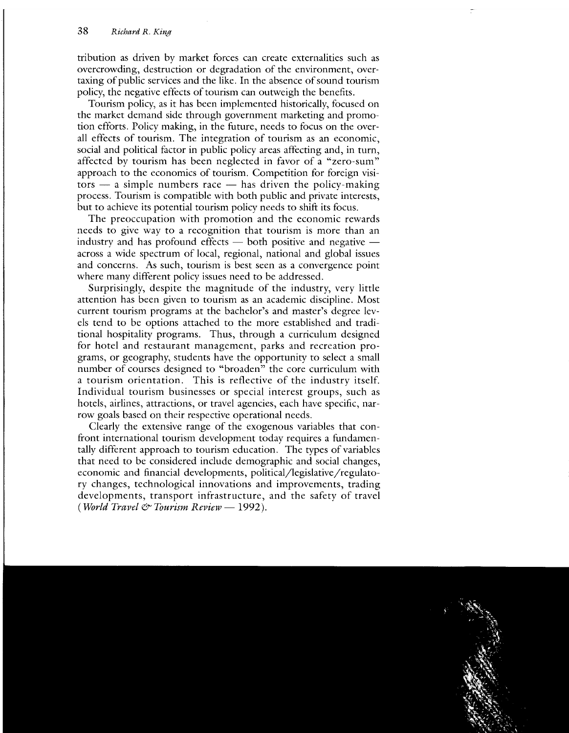tribution as driven by market forces can create externalities such as overcrowding, destruction or degradation of the environment, overtaxing of public services and the like. In the absence of sound tourism policy, the negative effects of tourism can outweigh the benefits.

Tourism policy, as it has been implemented historically, focused on the market demand side through government marketing and promotion efforts. Policy making, in the future, needs to focus on the overall effects of tourism. The integration of tourism as an economic, social and political factor in public policy areas affecting and, in turn, affected by tourism has been neglected in favor of a "zero-sum" approach to the economics of tourism. Competition for foreign visitors — a simple numbers race — has driven the policy-making process. Tourism is compatible with both public and private interests, but to achieve its potential tourism policy needs to shift its focus.

The preoccupation with promotion and the economic rewards needs to give way to a recognition that tourism is more than an industry and has profound effects — both positive and negative — across a wide spectrum of local, regional, national and global issues and concerns. As such, tourism is best seen as a convergence point where many different policy issues need to be addressed.

Surprisingly, despite the magnitude of the industry, very little attention has been given to tourism as an academic discipline. Most current tourism programs at the bachelor's and master's degree levels tend to be options attached to the more established and traditional hospitality programs. Thus, through a curriculum designed for hotel and restaurant management, parks and recreation programs, or geography, students have the opportunity to select a small number of courses designed to "broaden" the core curriculum with a tourism orientation. This is reflective of the industry itself. Individual tourism businesses or special interest groups, such as hotels, airlines, attractions, or travel agencies, each have specific, narrow goals based on their respective operational needs.

Clearly the extensive range of the exogenous variables that confront international tourism development today requires a fundamentally different approach to tourism education. The types of variables that need to be considered include demographic and social changes, economic and financial developments, political/legislative/regulatory changes, technological innovations and improvements, trading developments, transport infrastructure, and the safety of travel (*World Travel & Tourism Review* — 1992).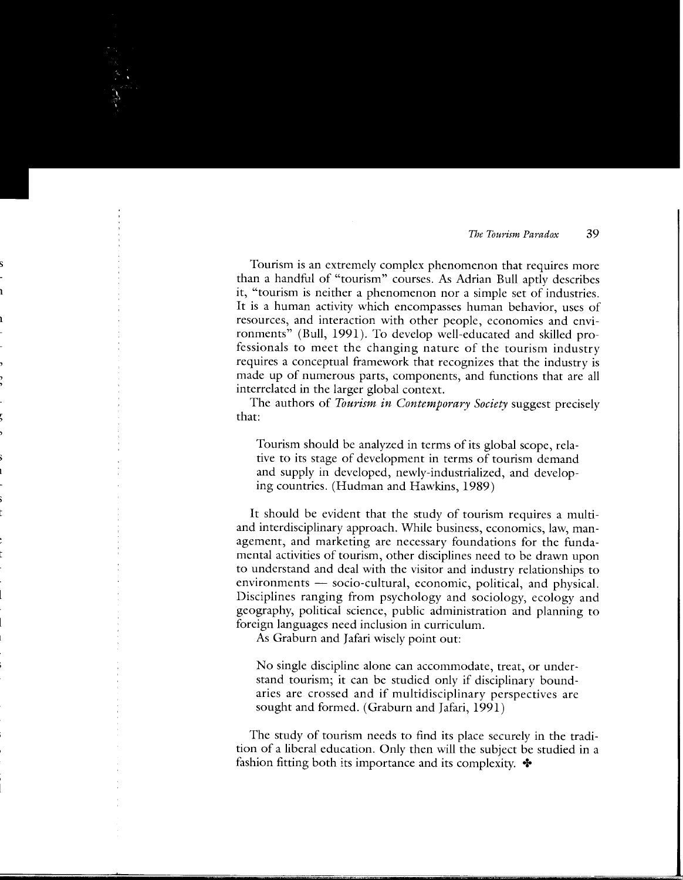Tourism is an extremely complex phenomenon that requires more than a handful of "tourism" courses. As Adrian Bull aptly describes it, "tourism is neither a phenomenon nor a simple set of industries. It is a human activity which encompasses human behavior, uses of resources, and interaction with other people, economies and environments" (Bull, 1991). To develop well-educated and skilled professionals to meet the changing nature of the tourism industry requires a conceptual framework that recognizes that the industry is made up of numerous parts, components, and functions that are all interrelated in the larger global context.

The authors of *Tourism in Contemporary Society* suggest precisely that:

> Tourism should be analyzed in terms of its global scope, relative to its stage of development in terms of tourism demand and supply in developed, newly-industrialized, and developing countries. (Hudman and Hawkins, 1989)

It should be evident that the study of tourism requires a multi- and interdisciplinary approach. While business, economics, law, management, and marketing are necessary foundations for the fundamental activities of tourism, other disciplines need to be drawn upon to understand and deal with the visitor and industry relationships to environments — socio-cultural, economic, political, and physical. Disciplines ranging from psychology and sociology, ecology and geography, political science, public administration and planning to foreign languages need inclusion in curriculum.

As Graburn and Jafari wisely point out:

> No single discipline alone can accommodate, treat, or understand tourism; it can be studied only if disciplinary boundaries are crossed and if multidisciplinary perspectives are sought and formed. (Graburn and Jafari, 1991)

The study of tourism needs to find its place securely in the tradition of a liberal education. Only then will the subject be studied in a fashion fitting both its importance and its complexity. ❖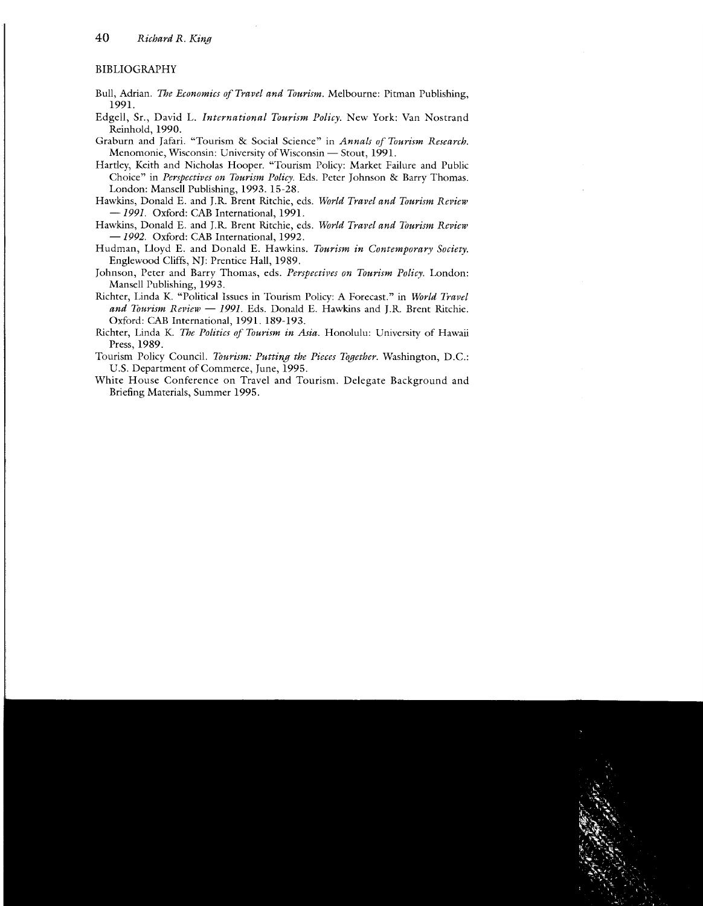## BIBLIOGRAPHY

Bull, Adrian. *The Economics of Travel and Tourism*. Melbourne: Pitman Publishing, 1991.

Edgell, Sr., David L. *International Tourism Policy*. New York: Van Nostrand Reinhold, 1990.

Graburn and Jafari. "Tourism & Social Science" in *Annals of Tourism Research*. Menomonie, Wisconsin: University of Wisconsin — Stout, 1991.

Hartley, Keith and Nicholas Hooper. "Tourism Policy: Market Failure and Public Choice" in *Perspectives on Tourism Policy*. Eds. Peter Johnson & Barry Thomas. London: Mansell Publishing, 1993. 15-28.

Hawkins, Donald E. and J.R. Brent Ritchie, eds. *World Travel and Tourism Review — 1991*. Oxford: CAB International, 1991.

Hawkins, Donald E. and J.R. Brent Ritchie, eds. *World Travel and Tourism Review — 1992*. Oxford: CAB International, 1992.

Hudman, Lloyd E. and Donald E. Hawkins. *Tourism in Contemporary Society*. Englewood Cliffs, NJ: Prentice Hall, 1989.

Johnson, Peter and Barry Thomas, eds. *Perspectives on Tourism Policy*. London: Mansell Publishing, 1993.

Richter, Linda K. "Political Issues in Tourism Policy: A Forecast." in *World Travel and Tourism Review — 1991*. Eds. Donald E. Hawkins and J.R. Brent Ritchie. Oxford: CAB International, 1991. 189-193.

Richter, Linda K. *The Politics of Tourism in Asia*. Honolulu: University of Hawaii Press, 1989.

Tourism Policy Council. *Tourism: Putting the Pieces Together*. Washington, D.C.: U.S. Department of Commerce, June, 1995.

White House Conference on Travel and Tourism. Delegate Background and Briefing Materials, Summer 1995.